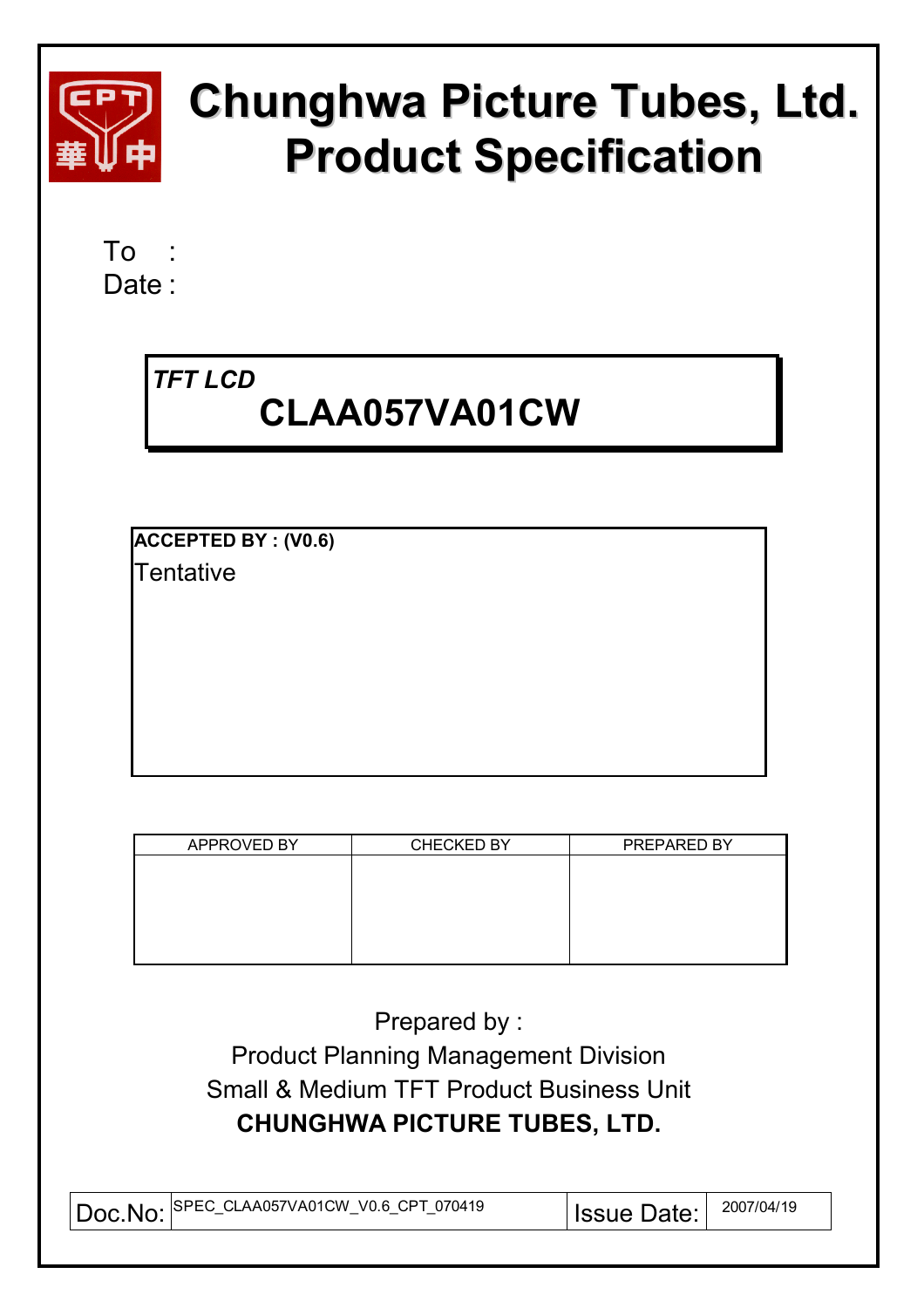# Chunghwa Picture Tubes, Ltd.
# Product Specification

To :
Date :

***TFT LCD***

**CLAA057VA01CW**

**ACCEPTED BY : (V0.6)**

Tentative

| APPROVED BY | CHECKED BY | PREPARED BY |
|---|---|---|
| | | |

Prepared by :

Product Planning Management Division

Small & Medium TFT Product Business Unit

**CHUNGHWA PICTURE TUBES, LTD.**

| Doc.No: | SPEC_CLAA057VA01CW_V0.6_CPT_070419 | Issue Date: | 2007/04/19 |
|---|---|---|---|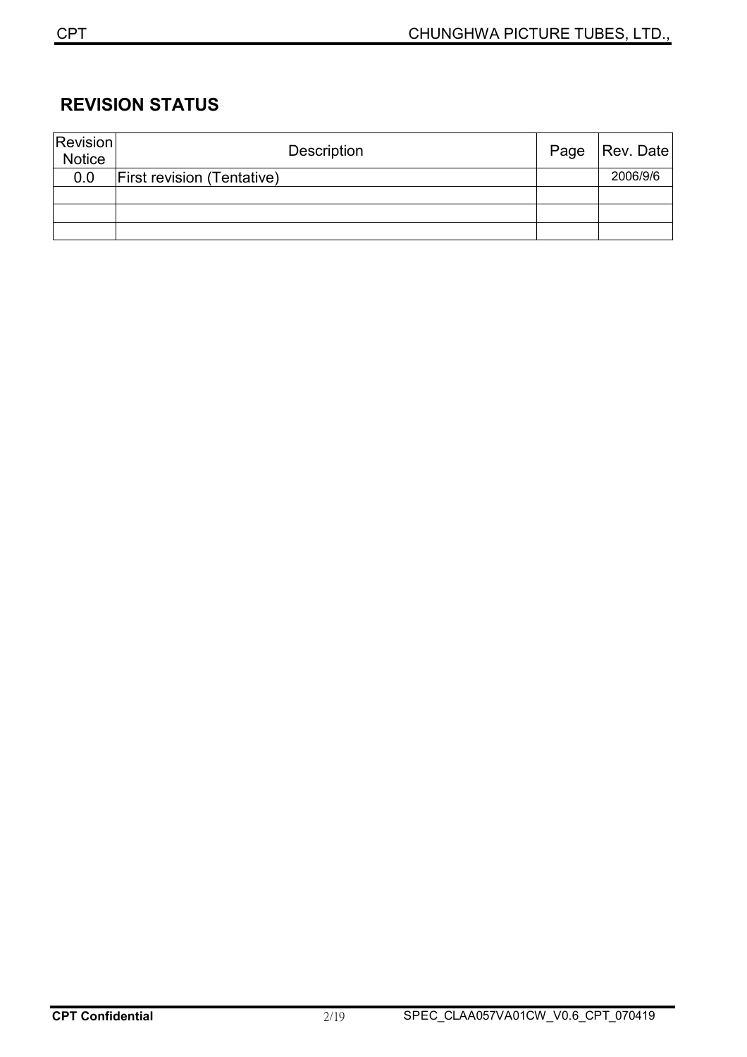## REVISION STATUS

| Revision Notice | Description | Page | Rev. Date |
|---|---|---|---|
| 0.0 | First revision (Tentative) | | 2006/9/6 |
| | | | |
| | | | |
| | | | |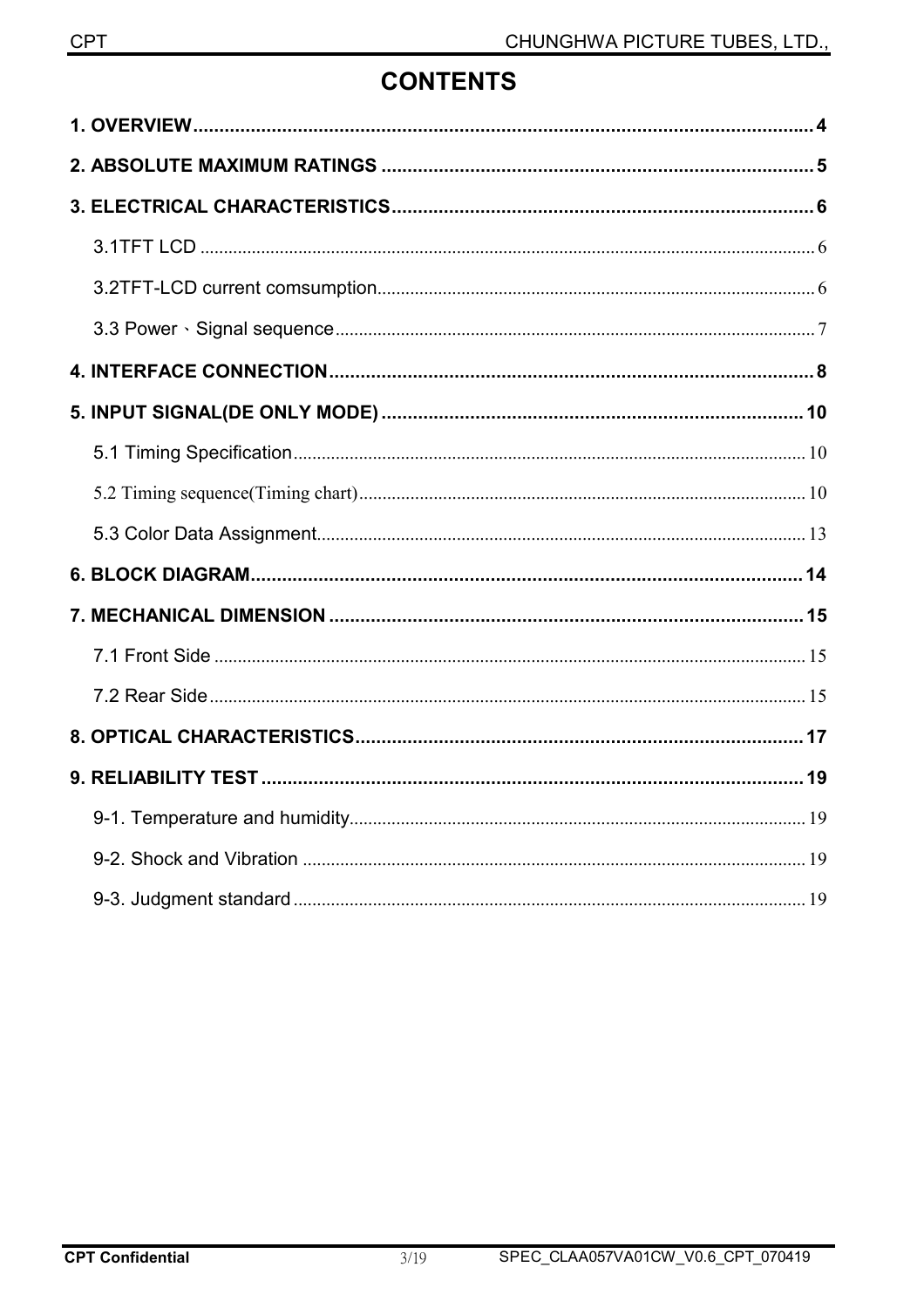# CONTENTS

1. OVERVIEW .......................................................... 4

2. ABSOLUTE MAXIMUM RATINGS .......................................................... 5

3. ELECTRICAL CHARACTERISTICS .......................................................... 6

   3.1TFT LCD .......................................................... 6

   3.2TFT-LCD current comsumption .......................................................... 6

   3.3 Power、Signal sequence .......................................................... 7

4. INTERFACE CONNECTION .......................................................... 8

5. INPUT SIGNAL(DE ONLY MODE) .......................................................... 10

   5.1 Timing Specification .......................................................... 10

   5.2 Timing sequence(Timing chart) .......................................................... 10

   5.3 Color Data Assignment .......................................................... 13

6. BLOCK DIAGRAM .......................................................... 14

7. MECHANICAL DIMENSION .......................................................... 15

   7.1 Front Side .......................................................... 15

   7.2 Rear Side .......................................................... 15

8. OPTICAL CHARACTERISTICS .......................................................... 17

9. RELIABILITY TEST .......................................................... 19

   9-1. Temperature and humidity .......................................................... 19

   9-2. Shock and Vibration .......................................................... 19

   9-3. Judgment standard .......................................................... 19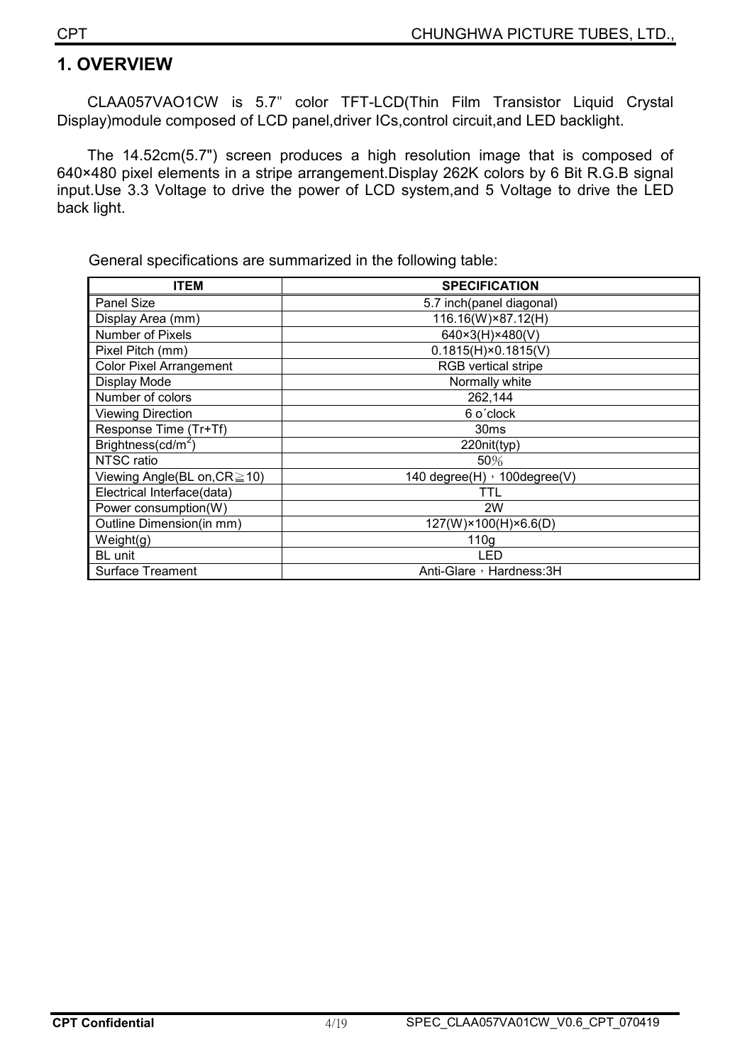# 1. OVERVIEW

CLAA057VAO1CW is 5.7" color TFT-LCD(Thin Film Transistor Liquid Crystal Display)module composed of LCD panel,driver ICs,control circuit,and LED backlight.

The 14.52cm(5.7") screen produces a high resolution image that is composed of 640×480 pixel elements in a stripe arrangement.Display 262K colors by 6 Bit R.G.B signal input.Use 3.3 Voltage to drive the power of LCD system,and 5 Voltage to drive the LED back light.

General specifications are summarized in the following table:

| ITEM | SPECIFICATION |
|---|---|
| Panel Size | 5.7 inch(panel diagonal) |
| Display Area (mm) | 116.16(W)×87.12(H) |
| Number of Pixels | 640×3(H)×480(V) |
| Pixel Pitch (mm) | 0.1815(H)×0.1815(V) |
| Color Pixel Arrangement | RGB vertical stripe |
| Display Mode | Normally white |
| Number of colors | 262,144 |
| Viewing Direction | 6 o´clock |
| Response Time (Tr+Tf) | 30ms |
| Brightness($cd/m^2$) | 220nit(typ) |
| NTSC ratio | 50％ |
| Viewing Angle(BL on,CR≧10) | 140 degree(H)，100degree(V) |
| Electrical Interface(data) | TTL |
| Power consumption(W) | 2W |
| Outline Dimension(in mm) | 127(W)×100(H)×6.6(D) |
| Weight(g) | 110g |
| BL unit | LED |
| Surface Treament | Anti-Glare，Hardness:3H |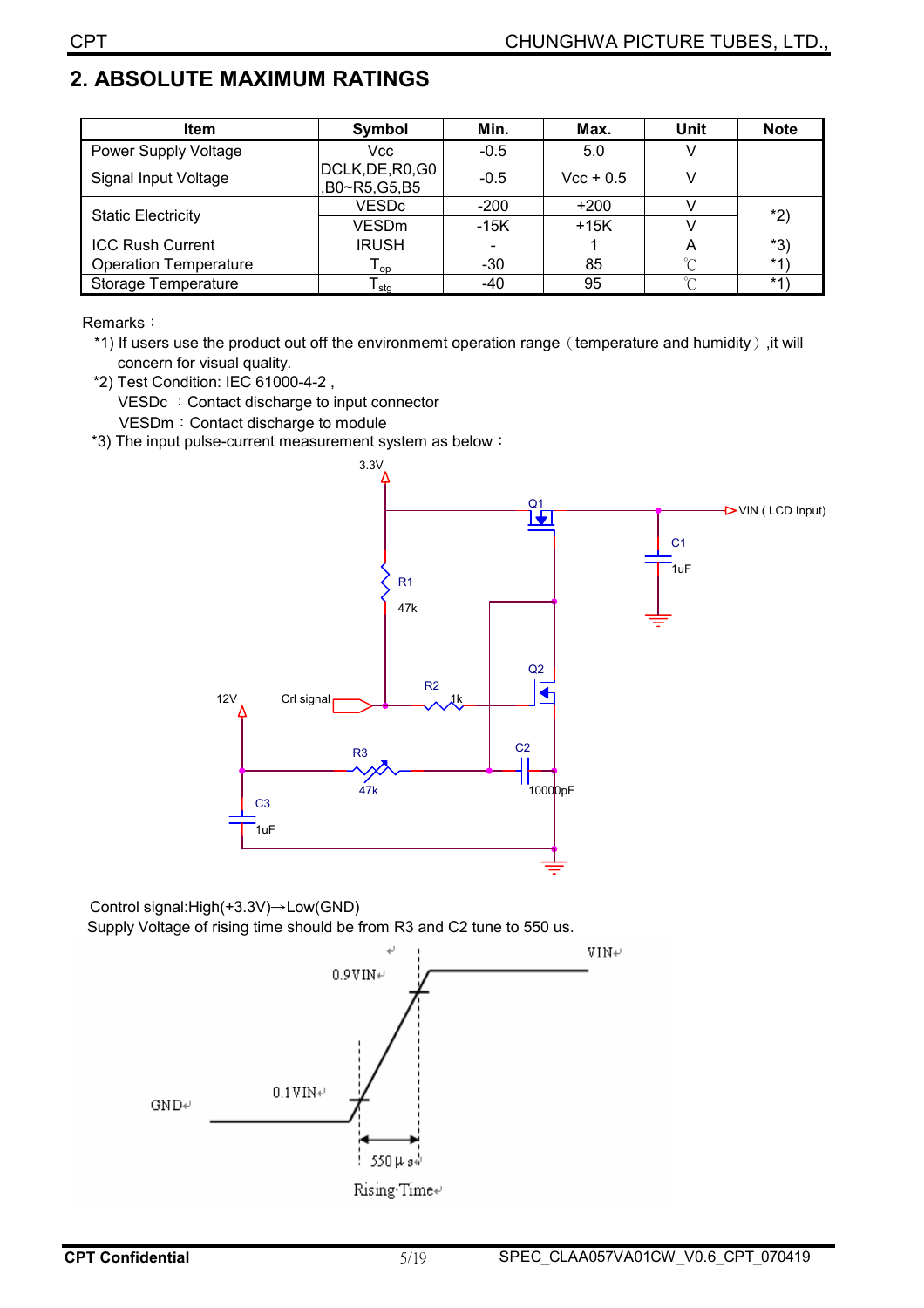## 2. ABSOLUTE MAXIMUM RATINGS

| Item | Symbol | Min. | Max. | Unit | Note |
|---|---|---|---|---|---|
| Power Supply Voltage | Vcc | -0.5 | 5.0 | V | |
| Signal Input Voltage | DCLK,DE,R0,G0 ,B0~R5,G5,B5 | -0.5 | Vcc + 0.5 | V | |
| Static Electricity | VESDc | -200 | +200 | V | *2) |
| | VESDm | -15K | +15K | V | |
| ICC Rush Current | IRUSH | - | 1 | A | *3) |
| Operation Temperature | $T_{op}$ | -30 | 85 | ℃ | *1) |
| Storage Temperature | $T_{stg}$ | -40 | 95 | ℃ | *1) |

Remarks：

*1) If users use the product out off the environmemt operation range（temperature and humidity）,it will concern for visual quality.

*2) Test Condition: IEC 61000-4-2 ,

VESDc ：Contact discharge to input connector

VESDm：Contact discharge to module

*3) The input pulse-current measurement system as below：

3.3V, Q1, VIN ( LCD Input), C1 1uF, R1 47k, Q2, R2 1k, 12V, Crl signal, R3 47k, C2 10000pF, C3 1uF

Control signal:High(+3.3V)→Low(GND)

Supply Voltage of rising time should be from R3 and C2 tune to 550 us.

VIN, 0.9VIN, 0.1VIN, GND, 550μs

Rising Time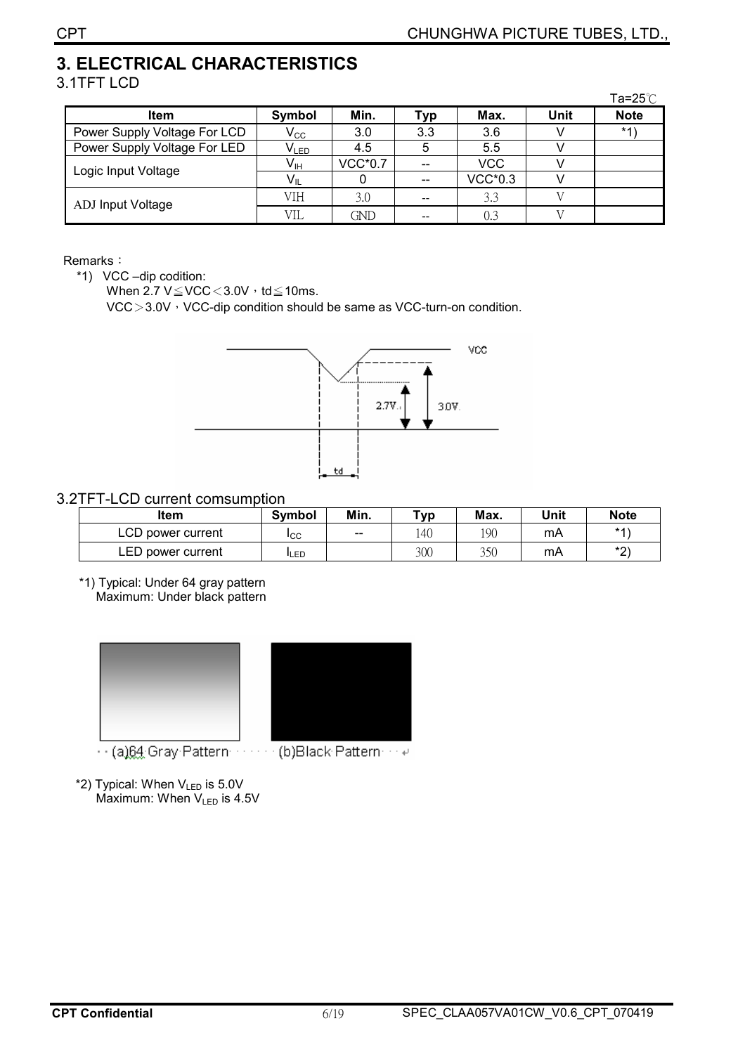# 3. ELECTRICAL CHARACTERISTICS

## 3.1TFT LCD

Ta=25℃

| Item | Symbol | Min. | Typ | Max. | Unit | Note |
|---|---|---|---|---|---|---|
| Power Supply Voltage For LCD | $V_{CC}$ | 3.0 | 3.3 | 3.6 | V | *1) |
| Power Supply Voltage For LED | $V_{LED}$ | 4.5 | 5 | 5.5 | V | |
| Logic Input Voltage | $V_{IH}$ | VCC*0.7 | -- | VCC | V | |
| | $V_{IL}$ | 0 | -- | VCC*0.3 | V | |
| ADJ Input Voltage | VIH | 3.0 | -- | 3.3 | V | |
| | VIL | GND | -- | 0.3 | V | |

Remarks：

*1) VCC –dip codition:

When 2.7 V≦VCC＜3.0V，td≦10ms.

VCC＞3.0V，VCC-dip condition should be same as VCC-turn-on condition.

## 3.2TFT-LCD current comsumption

| Item | Symbol | Min. | Typ | Max. | Unit | Note |
|---|---|---|---|---|---|---|
| LCD power current | $I_{CC}$ | -- | 140 | 190 | mA | *1) |
| LED power current | $I_{LED}$ | | 300 | 350 | mA | *2) |

*1) Typical: Under 64 gray pattern
Maximum: Under black pattern

(a)64 Gray Pattern (b)Black Pattern

*2) Typical: When $V_{LED}$ is 5.0V
Maximum: When $V_{LED}$ is 4.5V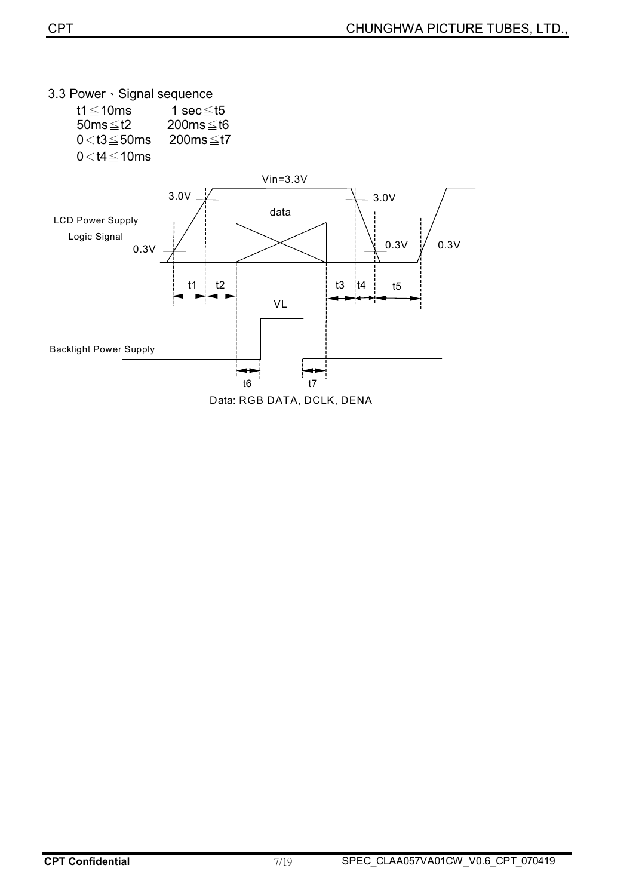### 3.3 Power、Signal sequence

| | |
|---|---|
| $t1 \leqq 10ms$ | $1\ sec \leqq t5$ |
| $50ms \leqq t2$ | $200ms \leqq t6$ |
| $0 < t3 \leqq 50ms$ | $200ms \leqq t7$ |
| $0 < t4 \leqq 10ms$ | |

Vin=3.3V

3.0V 3.0V

data

LCD Power Supply

Logic Signal

0.3V 0.3V 0.3V

t1 t2 t3 t4 t5

VL

Backlight Power Supply

t6 t7

Data: RGB DATA, DCLK, DENA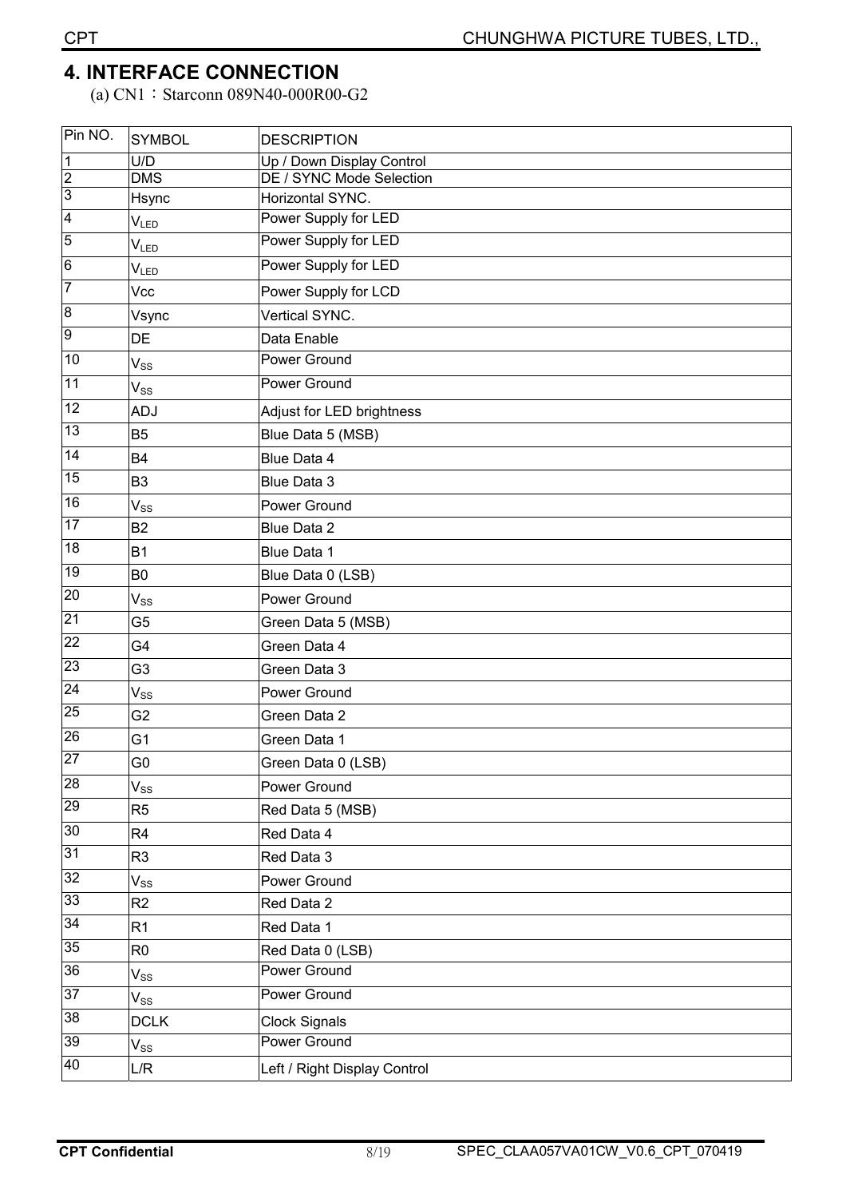## 4. INTERFACE CONNECTION

(a) CN1：Starconn 089N40-000R00-G2

| Pin NO. | SYMBOL | DESCRIPTION |
|---|---|---|
| 1 | U/D | Up / Down Display Control |
| 2 | DMS | DE / SYNC Mode Selection |
| 3 | Hsync | Horizontal SYNC. |
| 4 | $V_{LED}$ | Power Supply for LED |
| 5 | $V_{LED}$ | Power Supply for LED |
| 6 | $V_{LED}$ | Power Supply for LED |
| 7 | Vcc | Power Supply for LCD |
| 8 | Vsync | Vertical SYNC. |
| 9 | DE | Data Enable |
| 10 | $V_{SS}$ | Power Ground |
| 11 | $V_{SS}$ | Power Ground |
| 12 | ADJ | Adjust for LED brightness |
| 13 | B5 | Blue Data 5 (MSB) |
| 14 | B4 | Blue Data 4 |
| 15 | B3 | Blue Data 3 |
| 16 | $V_{SS}$ | Power Ground |
| 17 | B2 | Blue Data 2 |
| 18 | B1 | Blue Data 1 |
| 19 | B0 | Blue Data 0 (LSB) |
| 20 | $V_{SS}$ | Power Ground |
| 21 | G5 | Green Data 5 (MSB) |
| 22 | G4 | Green Data 4 |
| 23 | G3 | Green Data 3 |
| 24 | $V_{SS}$ | Power Ground |
| 25 | G2 | Green Data 2 |
| 26 | G1 | Green Data 1 |
| 27 | G0 | Green Data 0 (LSB) |
| 28 | $V_{SS}$ | Power Ground |
| 29 | R5 | Red Data 5 (MSB) |
| 30 | R4 | Red Data 4 |
| 31 | R3 | Red Data 3 |
| 32 | $V_{SS}$ | Power Ground |
| 33 | R2 | Red Data 2 |
| 34 | R1 | Red Data 1 |
| 35 | R0 | Red Data 0 (LSB) |
| 36 | $V_{SS}$ | Power Ground |
| 37 | $V_{SS}$ | Power Ground |
| 38 | DCLK | Clock Signals |
| 39 | $V_{SS}$ | Power Ground |
| 40 | L/R | Left / Right Display Control |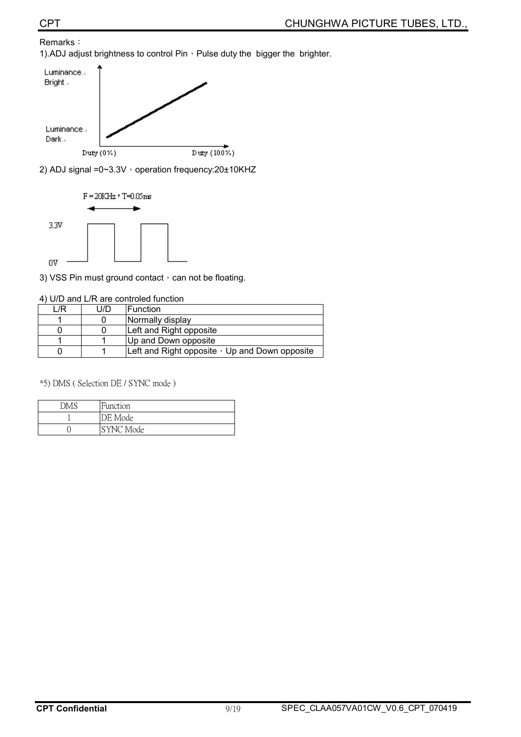Remarks：

1).ADJ adjust brightness to control Pin，Pulse duty the bigger the brighter.

2) ADJ signal =0~3.3V，operation frequency:20±10KHZ

3) VSS Pin must ground contact，can not be floating.

4) U/D and L/R are controled function

| L/R | U/D | Function |
|---|---|---|
| 1 | 0 | Normally display |
| 0 | 0 | Left and Right opposite |
| 1 | 1 | Up and Down opposite |
| 0 | 1 | Left and Right opposite，Up and Down opposite |

*5) DMS ( Selection DE / SYNC mode )

| DMS | Function |
|---|---|
| 1 | DE Mode |
| 0 | SYNC Mode |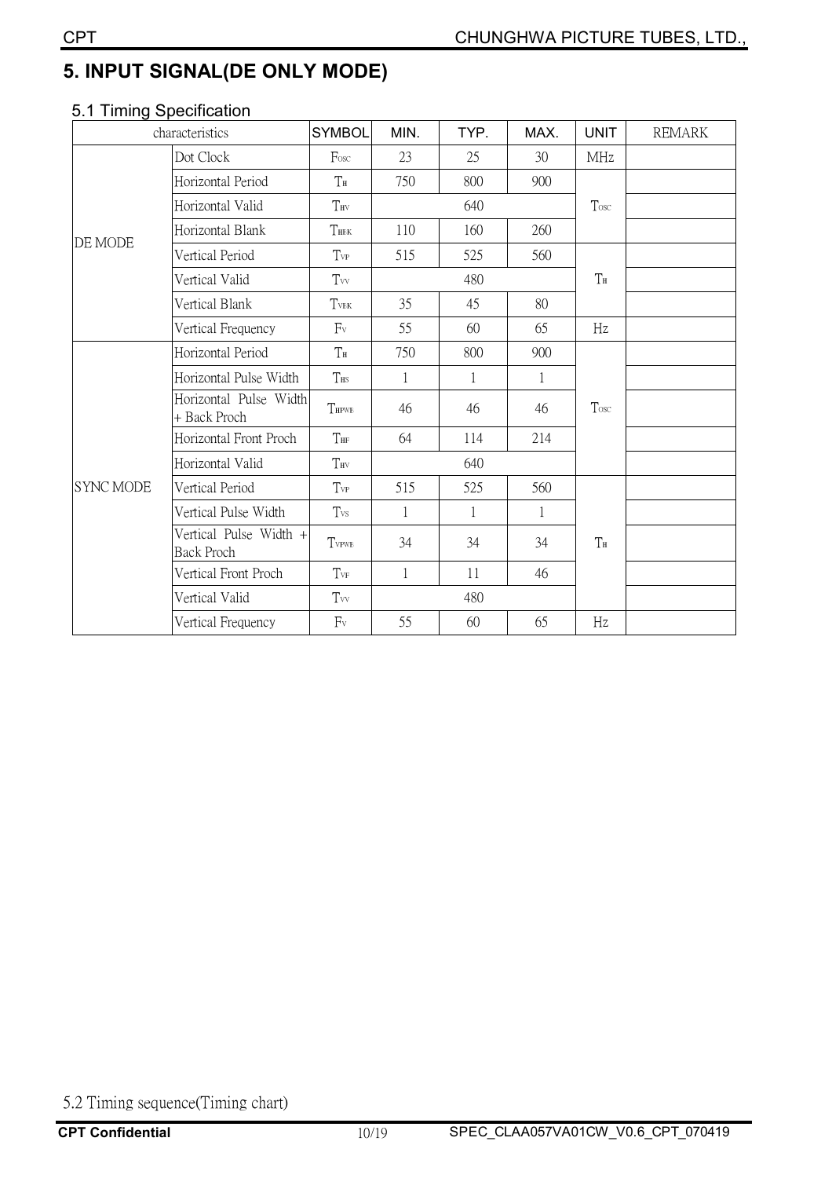# 5. INPUT SIGNAL(DE ONLY MODE)

## 5.1 Timing Specification

| characteristics | | SYMBOL | MIN. | TYP. | MAX. | UNIT | REMARK |
|---|---|---|---|---|---|---|---|
| DE MODE | Dot Clock | $F_{OSC}$ | 23 | 25 | 30 | MHz | |
| | Horizontal Period | $T_H$ | 750 | 800 | 900 | $T_{OSC}$ | |
| | Horizontal Valid | $T_{HV}$ | | 640 | | | |
| | Horizontal Blank | $T_{HBK}$ | 110 | 160 | 260 | | |
| | Vertical Period | $T_{VP}$ | 515 | 525 | 560 | $T_H$ | |
| | Vertical Valid | $T_{VV}$ | | 480 | | | |
| | Vertical Blank | $T_{VBK}$ | 35 | 45 | 80 | | |
| | Vertical Frequency | $F_V$ | 55 | 60 | 65 | Hz | |
| SYNC MODE | Horizontal Period | $T_H$ | 750 | 800 | 900 | $T_{OSC}$ | |
| | Horizontal Pulse Width | $T_{HS}$ | 1 | 1 | 1 | | |
| | Horizontal Pulse Width + Back Proch | $T_{HPWB}$ | 46 | 46 | 46 | | |
| | Horizontal Front Proch | $T_{HF}$ | 64 | 114 | 214 | | |
| | Horizontal Valid | $T_{HV}$ | | 640 | | | |
| | Vertical Period | $T_{VP}$ | 515 | 525 | 560 | $T_H$ | |
| | Vertical Pulse Width | $T_{VS}$ | 1 | 1 | 1 | | |
| | Vertical Pulse Width + Back Proch | $T_{VPWB}$ | 34 | 34 | 34 | | |
| | Vertical Front Proch | $T_{VF}$ | 1 | 11 | 46 | | |
| | Vertical Valid | $T_{VV}$ | | 480 | | | |
| | Vertical Frequency | $F_V$ | 55 | 60 | 65 | Hz | |

5.2 Timing sequence(Timing chart)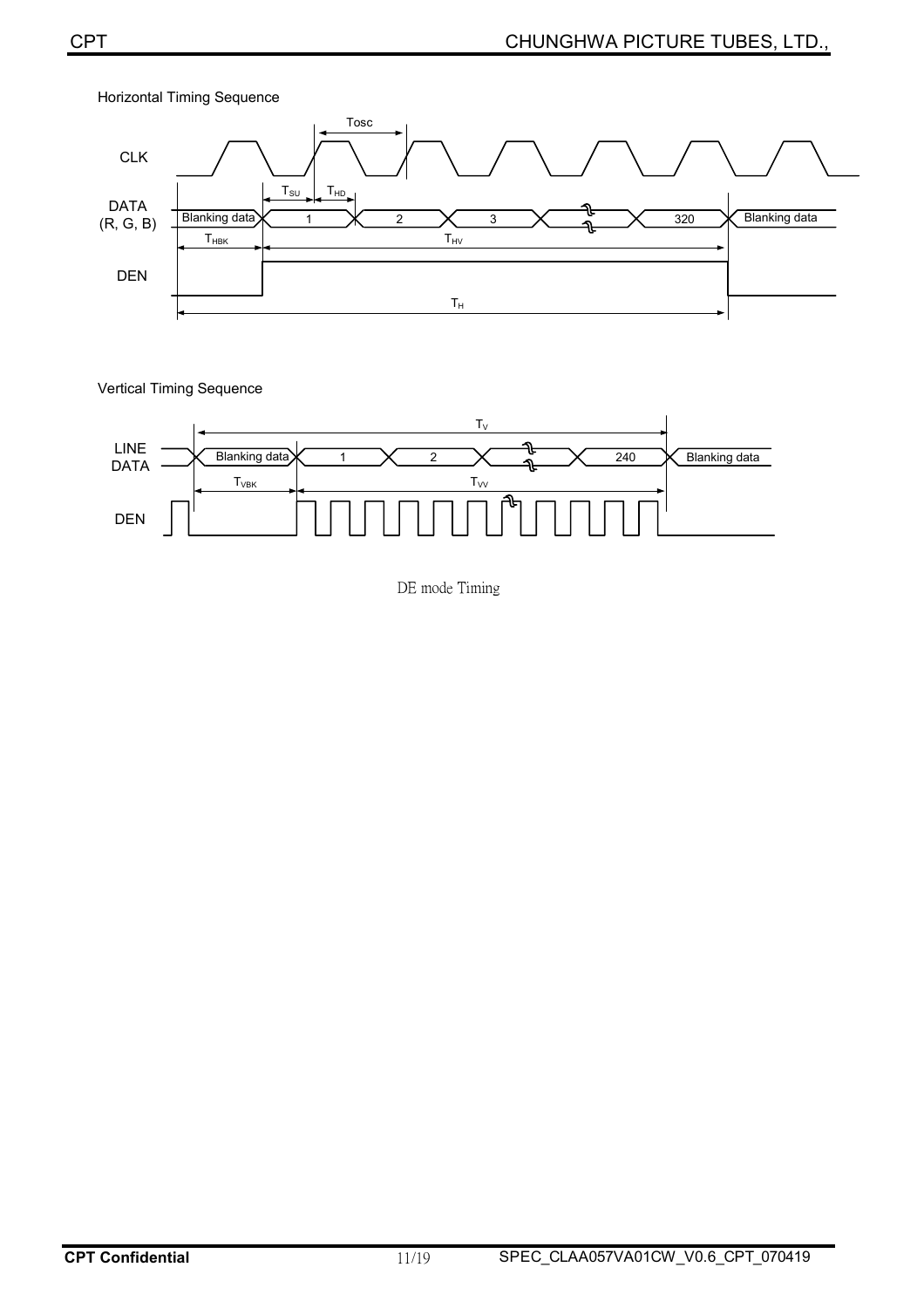Horizontal Timing Sequence

CLK

Tosc

DATA (R, G, B)

$T_{SU}$ $T_{HD}$

Blanking data | 1 | 2 | 3 | 320 | Blanking data

$T_{HBK}$ $T_{HV}$

DEN

$T_H$

Vertical Timing Sequence

$T_V$

LINE DATA

Blanking data | 1 | 2 | 240 | Blanking data

$T_{VBK}$ $T_{VV}$

DEN

DE mode Timing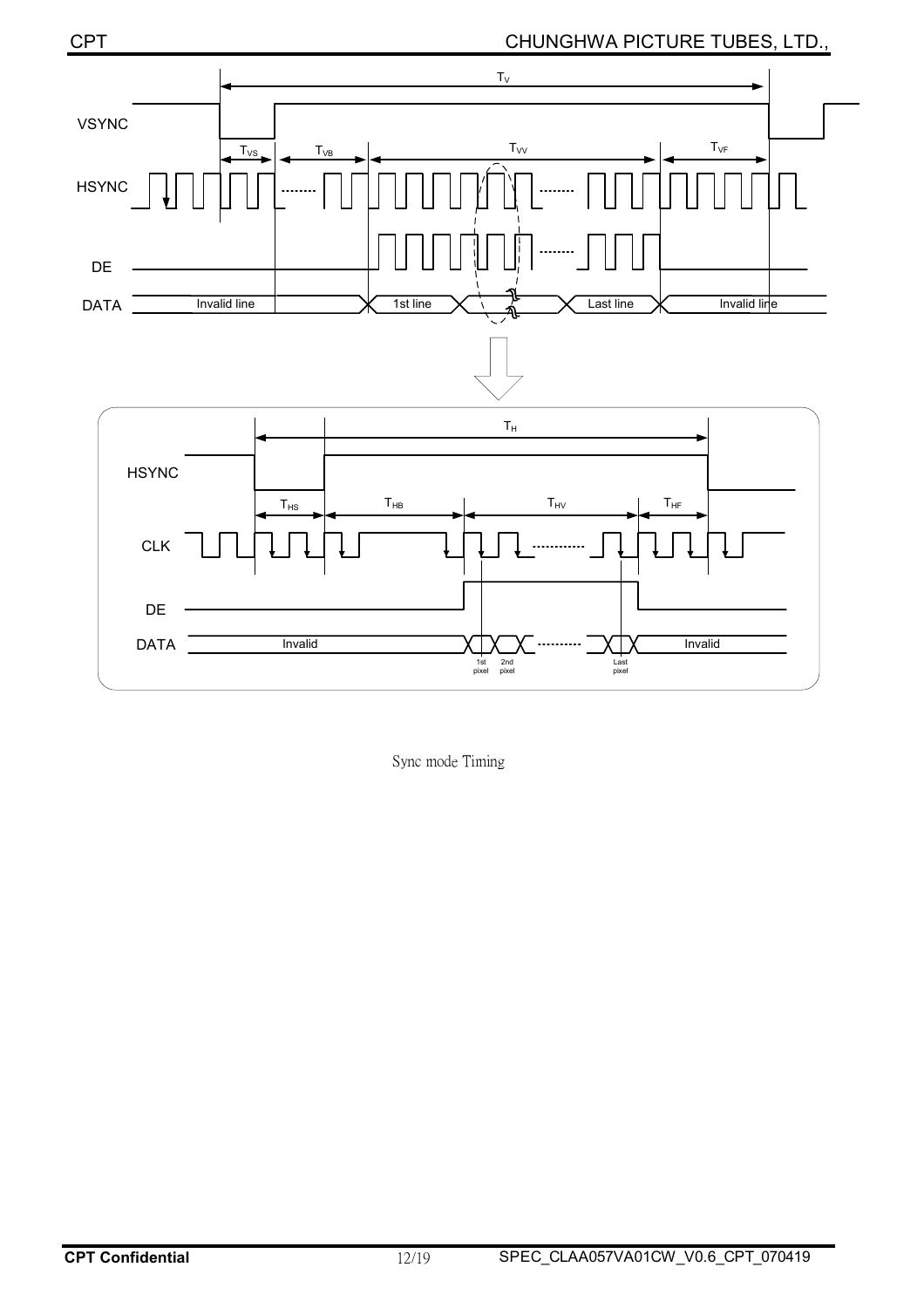Sync mode Timing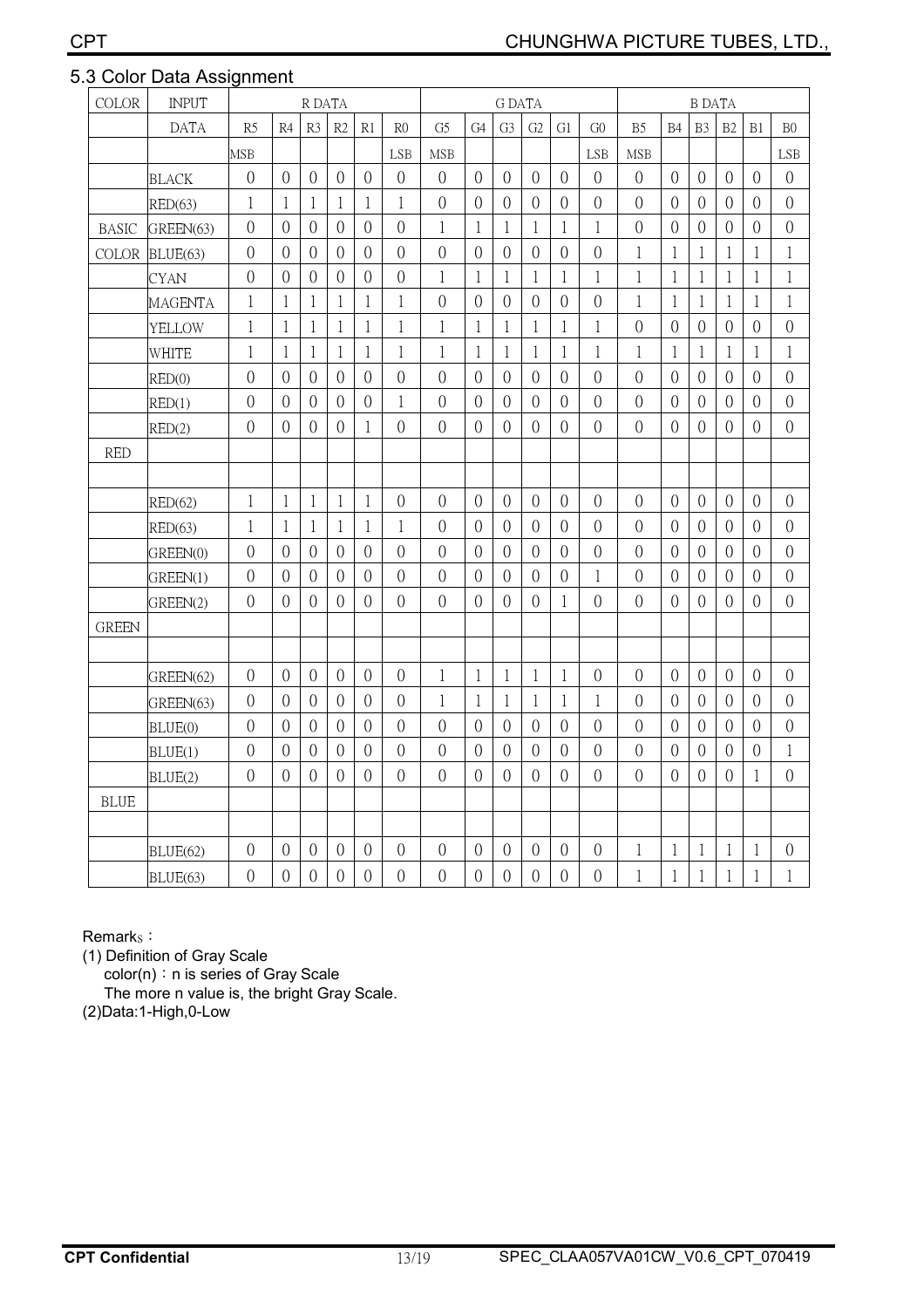## 5.3 Color Data Assignment

| COLOR | INPUT | R DATA | | | | | | G DATA | | | | | | B DATA | | | | | |
|---|---|---|---|---|---|---|---|---|---|---|---|---|---|---|---|---|---|---|---|
| | DATA | R5 | R4 | R3 | R2 | R1 | R0 | G5 | G4 | G3 | G2 | G1 | G0 | B5 | B4 | B3 | B2 | B1 | B0 |
| | | MSB | | | | | LSB | MSB | | | | | LSB | MSB | | | | | LSB |
| | BLACK | 0 | 0 | 0 | 0 | 0 | 0 | 0 | 0 | 0 | 0 | 0 | 0 | 0 | 0 | 0 | 0 | 0 | 0 |
| | RED(63) | 1 | 1 | 1 | 1 | 1 | 1 | 0 | 0 | 0 | 0 | 0 | 0 | 0 | 0 | 0 | 0 | 0 | 0 |
| BASIC | GREEN(63) | 0 | 0 | 0 | 0 | 0 | 0 | 1 | 1 | 1 | 1 | 1 | 1 | 0 | 0 | 0 | 0 | 0 | 0 |
| COLOR | BLUE(63) | 0 | 0 | 0 | 0 | 0 | 0 | 0 | 0 | 0 | 0 | 0 | 0 | 1 | 1 | 1 | 1 | 1 | 1 |
| | CYAN | 0 | 0 | 0 | 0 | 0 | 0 | 1 | 1 | 1 | 1 | 1 | 1 | 1 | 1 | 1 | 1 | 1 | 1 |
| | MAGENTA | 1 | 1 | 1 | 1 | 1 | 1 | 0 | 0 | 0 | 0 | 0 | 0 | 1 | 1 | 1 | 1 | 1 | 1 |
| | YELLOW | 1 | 1 | 1 | 1 | 1 | 1 | 1 | 1 | 1 | 1 | 1 | 1 | 0 | 0 | 0 | 0 | 0 | 0 |
| | WHITE | 1 | 1 | 1 | 1 | 1 | 1 | 1 | 1 | 1 | 1 | 1 | 1 | 1 | 1 | 1 | 1 | 1 | 1 |
| | RED(0) | 0 | 0 | 0 | 0 | 0 | 0 | 0 | 0 | 0 | 0 | 0 | 0 | 0 | 0 | 0 | 0 | 0 | 0 |
| | RED(1) | 0 | 0 | 0 | 0 | 0 | 1 | 0 | 0 | 0 | 0 | 0 | 0 | 0 | 0 | 0 | 0 | 0 | 0 |
| | RED(2) | 0 | 0 | 0 | 0 | 1 | 0 | 0 | 0 | 0 | 0 | 0 | 0 | 0 | 0 | 0 | 0 | 0 | 0 |
| RED | | | | | | | | | | | | | | | | | | | |
| | | | | | | | | | | | | | | | | | | | |
| | RED(62) | 1 | 1 | 1 | 1 | 1 | 0 | 0 | 0 | 0 | 0 | 0 | 0 | 0 | 0 | 0 | 0 | 0 | 0 |
| | RED(63) | 1 | 1 | 1 | 1 | 1 | 1 | 0 | 0 | 0 | 0 | 0 | 0 | 0 | 0 | 0 | 0 | 0 | 0 |
| | GREEN(0) | 0 | 0 | 0 | 0 | 0 | 0 | 0 | 0 | 0 | 0 | 0 | 0 | 0 | 0 | 0 | 0 | 0 | 0 |
| | GREEN(1) | 0 | 0 | 0 | 0 | 0 | 0 | 0 | 0 | 0 | 0 | 0 | 1 | 0 | 0 | 0 | 0 | 0 | 0 |
| | GREEN(2) | 0 | 0 | 0 | 0 | 0 | 0 | 0 | 0 | 0 | 0 | 1 | 0 | 0 | 0 | 0 | 0 | 0 | 0 |
| GREEN | | | | | | | | | | | | | | | | | | | |
| | | | | | | | | | | | | | | | | | | | |
| | GREEN(62) | 0 | 0 | 0 | 0 | 0 | 0 | 1 | 1 | 1 | 1 | 1 | 0 | 0 | 0 | 0 | 0 | 0 | 0 |
| | GREEN(63) | 0 | 0 | 0 | 0 | 0 | 0 | 1 | 1 | 1 | 1 | 1 | 1 | 0 | 0 | 0 | 0 | 0 | 0 |
| | BLUE(0) | 0 | 0 | 0 | 0 | 0 | 0 | 0 | 0 | 0 | 0 | 0 | 0 | 0 | 0 | 0 | 0 | 0 | 0 |
| | BLUE(1) | 0 | 0 | 0 | 0 | 0 | 0 | 0 | 0 | 0 | 0 | 0 | 0 | 0 | 0 | 0 | 0 | 0 | 1 |
| | BLUE(2) | 0 | 0 | 0 | 0 | 0 | 0 | 0 | 0 | 0 | 0 | 0 | 0 | 0 | 0 | 0 | 0 | 1 | 0 |
| BLUE | | | | | | | | | | | | | | | | | | | |
| | | | | | | | | | | | | | | | | | | | |
| | BLUE(62) | 0 | 0 | 0 | 0 | 0 | 0 | 0 | 0 | 0 | 0 | 0 | 0 | 1 | 1 | 1 | 1 | 1 | 0 |
| | BLUE(63) | 0 | 0 | 0 | 0 | 0 | 0 | 0 | 0 | 0 | 0 | 0 | 0 | 1 | 1 | 1 | 1 | 1 | 1 |

Remarks：

(1) Definition of Gray Scale
color(n)：n is series of Gray Scale
The more n value is, the bright Gray Scale.

(2)Data:1-High,0-Low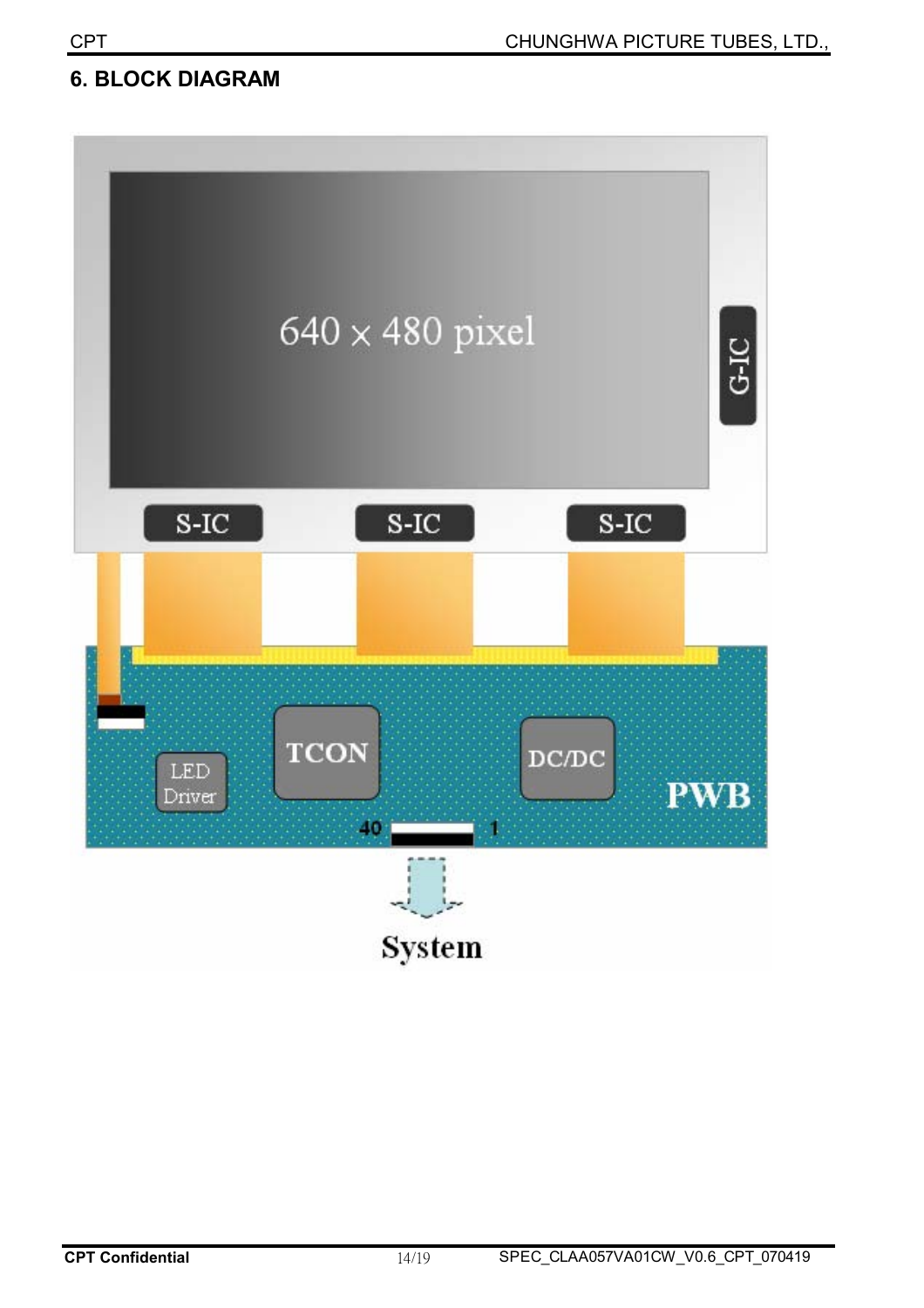## 6. BLOCK DIAGRAM

640 × 480 pixel

G-IC

S-IC

S-IC

S-IC

TCON

DC/DC

LED Driver

PWB

40

1

System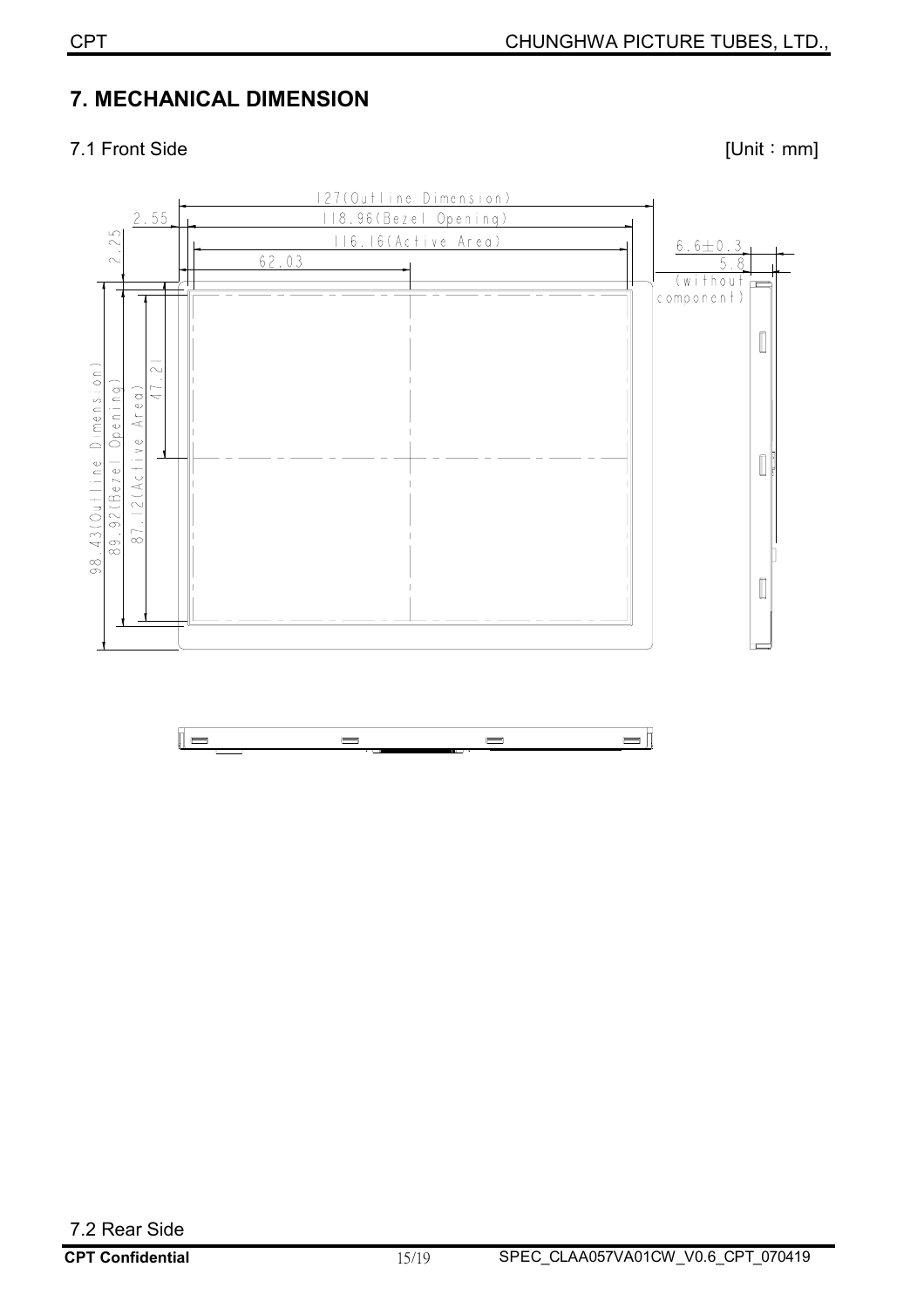## 7. MECHANICAL DIMENSION

7.1 Front Side [Unit：mm]

127(Outline Dimension)

118.96(Bezel Opening)

116.16(Active Area)

62.03

2.55

2.25

6.6±0.3

5.8

(without component)

98.43(Outline Dimension)

89.92(Bezel Opening)

87.12(Active Area)

47.21

7.2 Rear Side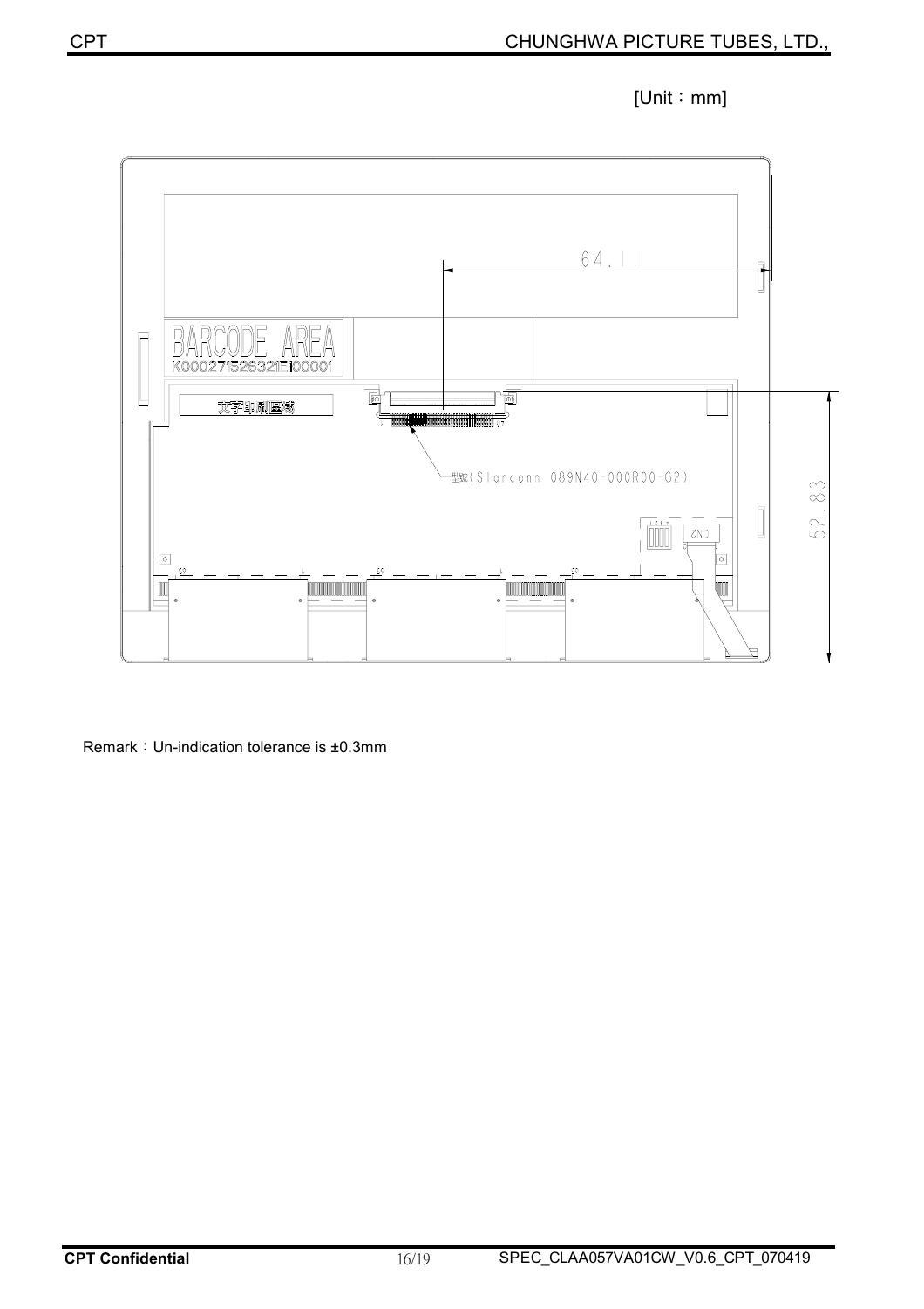[Unit：mm]

BARCODE AREA

K00027152832IE100001

文字印刷區域

64.11

52.83

型號(Starconn 089N40-000R00-G2)

CN2

Remark：Un-indication tolerance is ±0.3mm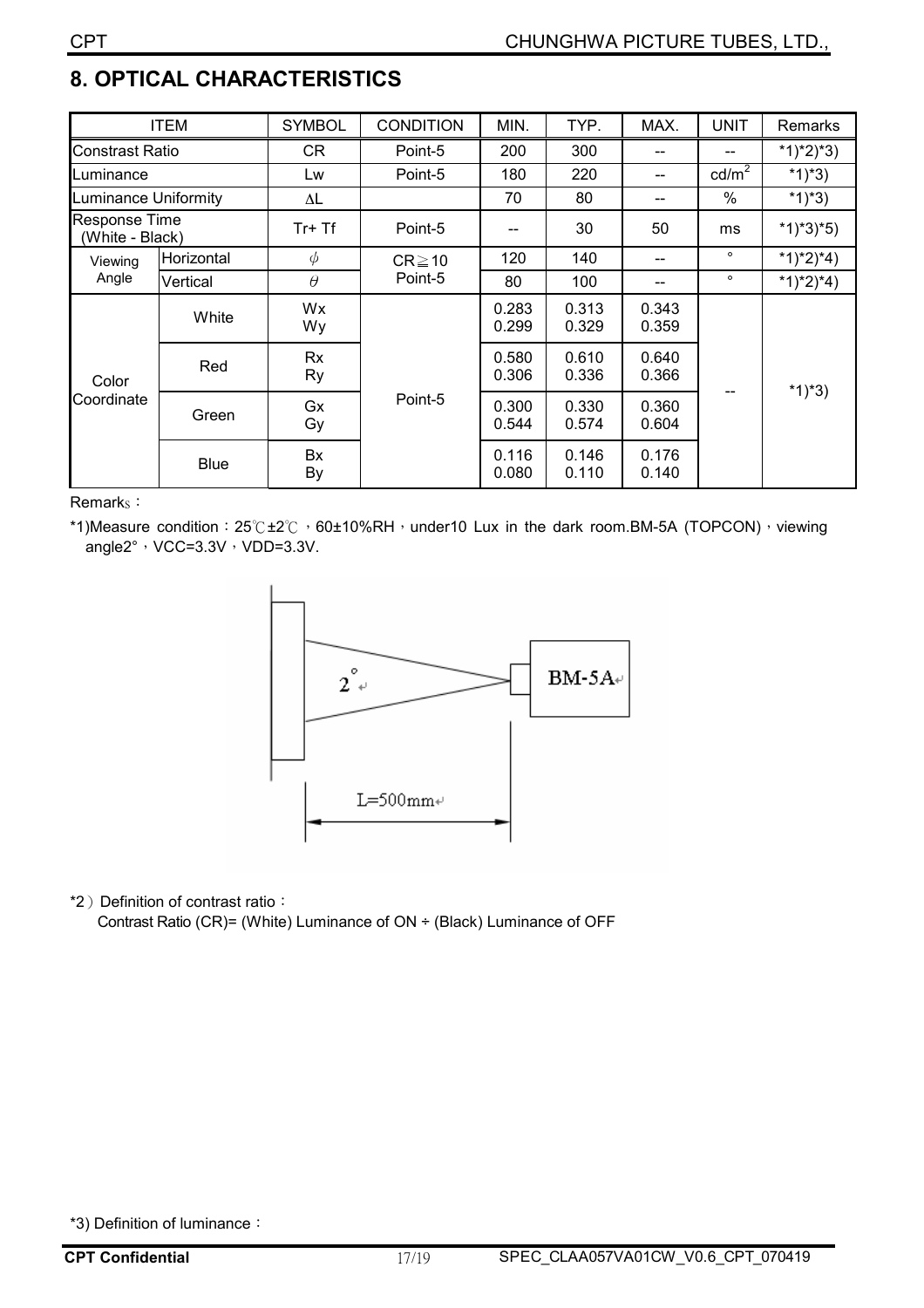## 8. OPTICAL CHARACTERISTICS

| ITEM | | SYMBOL | CONDITION | MIN. | TYP. | MAX. | UNIT | Remarks |
|---|---|---|---|---|---|---|---|---|
| Constrast Ratio | | CR | Point-5 | 200 | 300 | -- | -- | *1)*2)*3) |
| Luminance | | Lw | Point-5 | 180 | 220 | -- | cd/m² | *1)*3) |
| Luminance Uniformity | | ΔL | | 70 | 80 | -- | % | *1)*3) |
| Response Time (White - Black) | | Tr+ Tf | Point-5 | -- | 30 | 50 | ms | *1)*3)*5) |
| Viewing Angle | Horizontal | $\phi$ | CR≧10 Point-5 | 120 | 140 | -- | ° | *1)*2)*4) |
| | Vertical | $\theta$ | | 80 | 100 | -- | ° | *1)*2)*4) |
| Color Coordinate | White | Wx<br>Wy | Point-5 | 0.283<br>0.299 | 0.313<br>0.329 | 0.343<br>0.359 | -- | *1)*3) |
| | Red | Rx<br>Ry | | 0.580<br>0.306 | 0.610<br>0.336 | 0.640<br>0.366 | | |
| | Green | Gx<br>Gy | | 0.300<br>0.544 | 0.330<br>0.574 | 0.360<br>0.604 | | |
| | Blue | Bx<br>By | | 0.116<br>0.080 | 0.146<br>0.110 | 0.176<br>0.140 | | |

Remarks：

*1)Measure condition：25℃±2℃，60±10%RH，under10 Lux in the dark room.BM-5A (TOPCON)，viewing angle2°，VCC=3.3V，VDD=3.3V.

2°

BM-5A

L=500mm

*2）Definition of contrast ratio：

Contrast Ratio (CR)= (White) Luminance of ON ÷ (Black) Luminance of OFF

*3) Definition of luminance：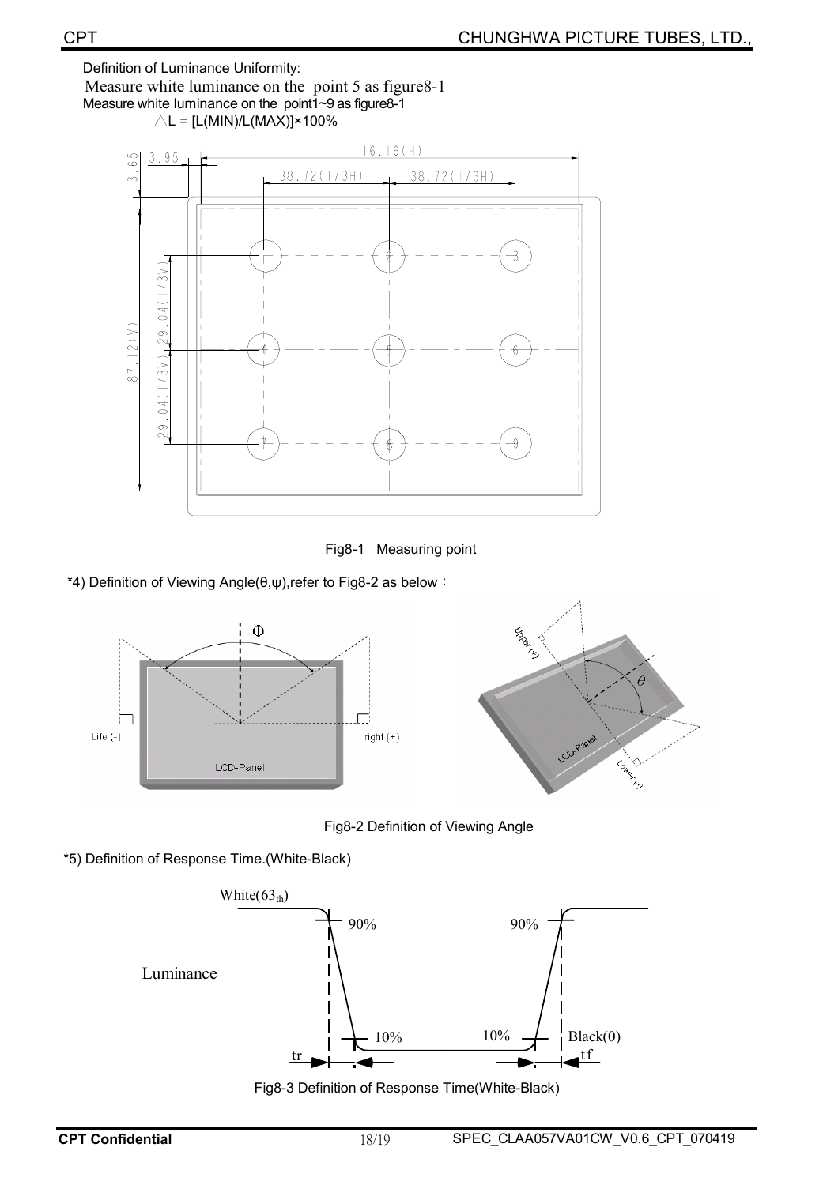Definition of Luminance Uniformity:

Measure white luminance on the point 5 as figure8-1

Measure white luminance on the point1~9 as figure8-1

$\triangle L = [L(MIN)/L(MAX)] \times 100\%$

Fig8-1 Measuring point

*4) Definition of Viewing Angle(θ,ψ),refer to Fig8-2 as below：

Fig8-2 Definition of Viewing Angle

*5) Definition of Response Time.(White-Black)

Fig8-3 Definition of Response Time(White-Black)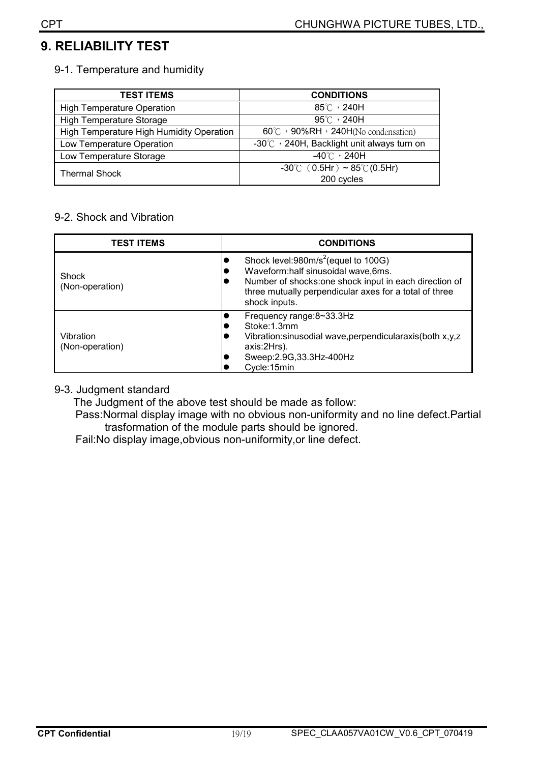# 9. RELIABILITY TEST

## 9-1. Temperature and humidity

| TEST ITEMS | CONDITIONS |
|---|---|
| High Temperature Operation | 85℃，240H |
| High Temperature Storage | 95℃，240H |
| High Temperature High Humidity Operation | 60℃，90%RH，240H(No condensation) |
| Low Temperature Operation | -30℃，240H, Backlight unit always turn on |
| Low Temperature Storage | -40℃，240H |
| Thermal Shock | -30℃（0.5Hr）~ 85℃(0.5Hr) 200 cycles |

## 9-2. Shock and Vibration

| TEST ITEMS | CONDITIONS |
|---|---|
| Shock (Non-operation) | • Shock level:980m/s$^2$(equel to 100G)<br>• Waveform:half sinusoidal wave,6ms.<br>• Number of shocks:one shock input in each direction of three mutually perpendicular axes for a total of three shock inputs. |
| Vibration (Non-operation) | • Frequency range:8~33.3Hz<br>• Stoke:1.3mm<br>• Vibration:sinusodial wave,perpendicularaxis(both x,y,z axis:2Hrs).<br>• Sweep:2.9G,33.3Hz-400Hz<br>• Cycle:15min |

## 9-3. Judgment standard

The Judgment of the above test should be made as follow:

Pass:Normal display image with no obvious non-uniformity and no line defect.Partial trasformation of the module parts should be ignored.

Fail:No display image,obvious non-uniformity,or line defect.